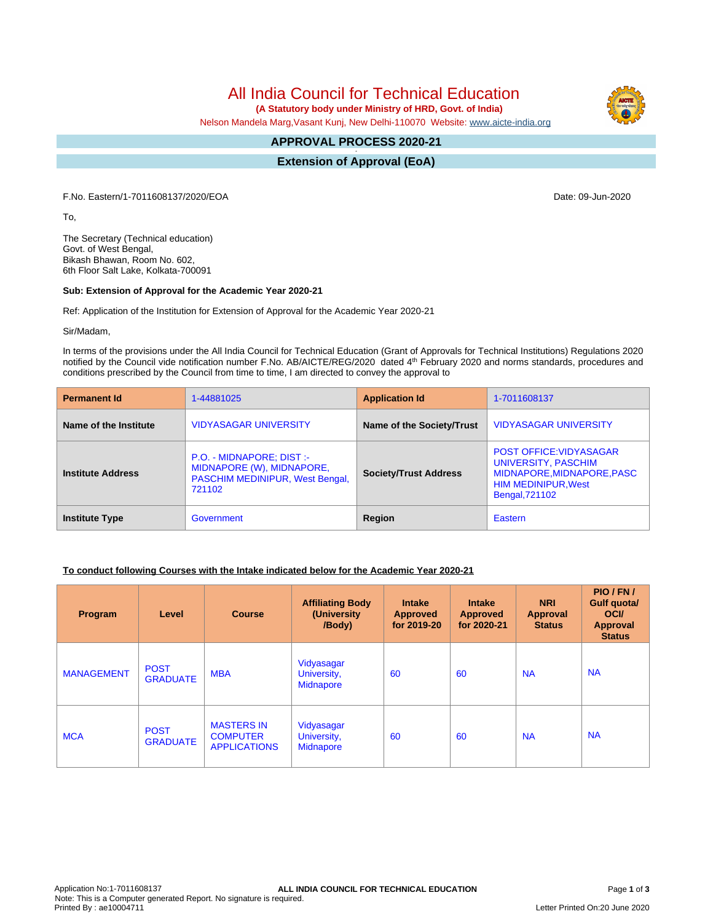# All India Council for Technical Education

**(A Statutory body under Ministry of HRD, Govt. of India)**

Nelson Mandela Marg,Vasant Kunj, New Delhi-110070 Website: www.aicte-india.org

## APPROVAL PROCESS 2020-21

## Extension of Approval (EoA)

F.No. Eastern/1-7011608137/2020/EOA

Date: 09-Jun-2020

To,

The Secretary (Technical education)
Govt. of West Bengal,
Bikash Bhawan, Room No. 602,
6th Floor Salt Lake, Kolkata-700091

**Sub: Extension of Approval for the Academic Year 2020-21**

Ref: Application of the Institution for Extension of Approval for the Academic Year 2020-21

Sir/Madam,

In terms of the provisions under the All India Council for Technical Education (Grant of Approvals for Technical Institutions) Regulations 2020 notified by the Council vide notification number F.No. AB/AICTE/REG/2020 dated 4th February 2020 and norms standards, procedures and conditions prescribed by the Council from time to time, I am directed to convey the approval to

| **Permanent Id** | 1-44881025 | **Application Id** | 1-7011608137 |
|---|---|---|---|
| **Name of the Institute** | VIDYASAGAR UNIVERSITY | **Name of the Society/Trust** | VIDYASAGAR UNIVERSITY |
| **Institute Address** | P.O. - MIDNAPORE; DIST :- MIDNAPORE (W), MIDNAPORE, PASCHIM MEDINIPUR, West Bengal, 721102 | **Society/Trust Address** | POST OFFICE:VIDYASAGAR UNIVERSITY, PASCHIM MIDNAPORE,MIDNAPORE,PASCHIM MEDINIPUR,West Bengal,721102 |
| **Institute Type** | Government | **Region** | Eastern |

**To conduct following Courses with the Intake indicated below for the Academic Year 2020-21**

| Program | Level | Course | Affiliating Body (University /Body) | Intake Approved for 2019-20 | Intake Approved for 2020-21 | NRI Approval Status | PIO / FN / Gulf quota/ OCI/ Approval Status |
|---|---|---|---|---|---|---|---|
| MANAGEMENT | POST GRADUATE | MBA | Vidyasagar University, Midnapore | 60 | 60 | NA | NA |
| MCA | POST GRADUATE | MASTERS IN COMPUTER APPLICATIONS | Vidyasagar University, Midnapore | 60 | 60 | NA | NA |

Application No:1-7011608137
Note: This is a Computer generated Report. No signature is required.
Printed By : ae10004711
Letter Printed On:20 June 2020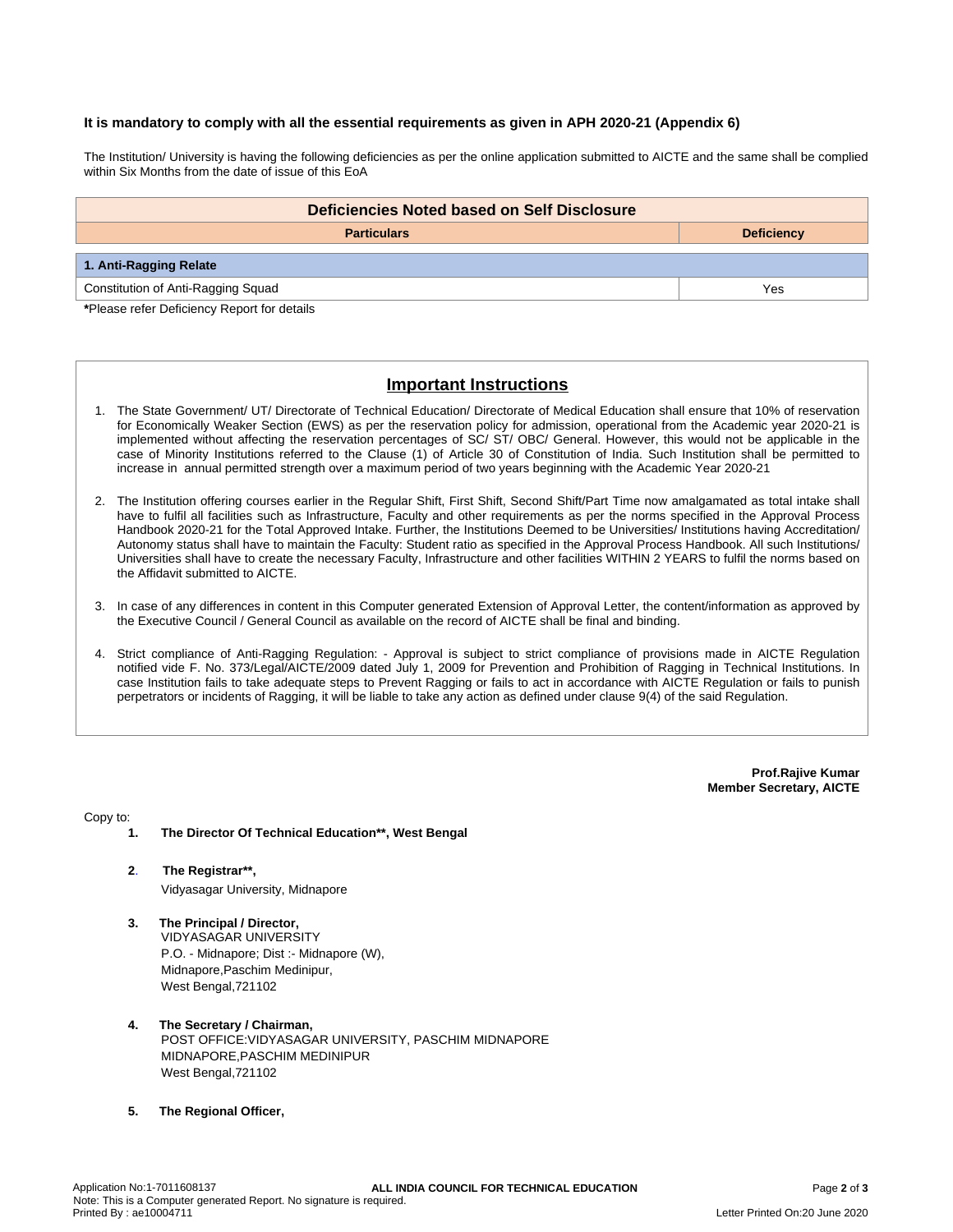**It is mandatory to comply with all the essential requirements as given in APH 2020-21 (Appendix 6)**

The Institution/ University is having the following deficiencies as per the online application submitted to AICTE and the same shall be complied within Six Months from the date of issue of this EoA

| **Deficiencies Noted based on Self Disclosure** | |
|---|---|
| **Particulars** | **Deficiency** |
| **1. Anti-Ragging Relate** | |
| Constitution of Anti-Ragging Squad | Yes |

***Please refer Deficiency Report for details**

## Important Instructions

1. The State Government/ UT/ Directorate of Technical Education/ Directorate of Medical Education shall ensure that 10% of reservation for Economically Weaker Section (EWS) as per the reservation policy for admission, operational from the Academic year 2020-21 is implemented without affecting the reservation percentages of SC/ ST/ OBC/ General. However, this would not be applicable in the case of Minority Institutions referred to the Clause (1) of Article 30 of Constitution of India. Such Institution shall be permitted to increase in annual permitted strength over a maximum period of two years beginning with the Academic Year 2020-21

2. The Institution offering courses earlier in the Regular Shift, First Shift, Second Shift/Part Time now amalgamated as total intake shall have to fulfil all facilities such as Infrastructure, Faculty and other requirements as per the norms specified in the Approval Process Handbook 2020-21 for the Total Approved Intake. Further, the Institutions Deemed to be Universities/ Institutions having Accreditation/ Autonomy status shall have to maintain the Faculty: Student ratio as specified in the Approval Process Handbook. All such Institutions/ Universities shall have to create the necessary Faculty, Infrastructure and other facilities WITHIN 2 YEARS to fulfil the norms based on the Affidavit submitted to AICTE.

3. In case of any differences in content in this Computer generated Extension of Approval Letter, the content/information as approved by the Executive Council / General Council as available on the record of AICTE shall be final and binding.

4. Strict compliance of Anti-Ragging Regulation: - Approval is subject to strict compliance of provisions made in AICTE Regulation notified vide F. No. 373/Legal/AICTE/2009 dated July 1, 2009 for Prevention and Prohibition of Ragging in Technical Institutions. In case Institution fails to take adequate steps to Prevent Ragging or fails to act in accordance with AICTE Regulation or fails to punish perpetrators or incidents of Ragging, it will be liable to take any action as defined under clause 9(4) of the said Regulation.

**Prof.Rajive Kumar**
**Member Secretary, AICTE**

Copy to:

1. **The Director Of Technical Education**, West Bengal**

2. **The Registrar**,**
   Vidyasagar University, Midnapore

3. **The Principal / Director,**
   VIDYASAGAR UNIVERSITY
   P.O. - Midnapore; Dist :- Midnapore (W),
   Midnapore,Paschim Medinipur,
   West Bengal,721102

4. **The Secretary / Chairman,**
   POST OFFICE:VIDYASAGAR UNIVERSITY, PASCHIM MIDNAPORE
   MIDNAPORE,PASCHIM MEDINIPUR
   West Bengal,721102

5. **The Regional Officer,**

Application No:1-7011608137
Note: This is a Computer generated Report. No signature is required.
Printed By : ae10004711
Letter Printed On:20 June 2020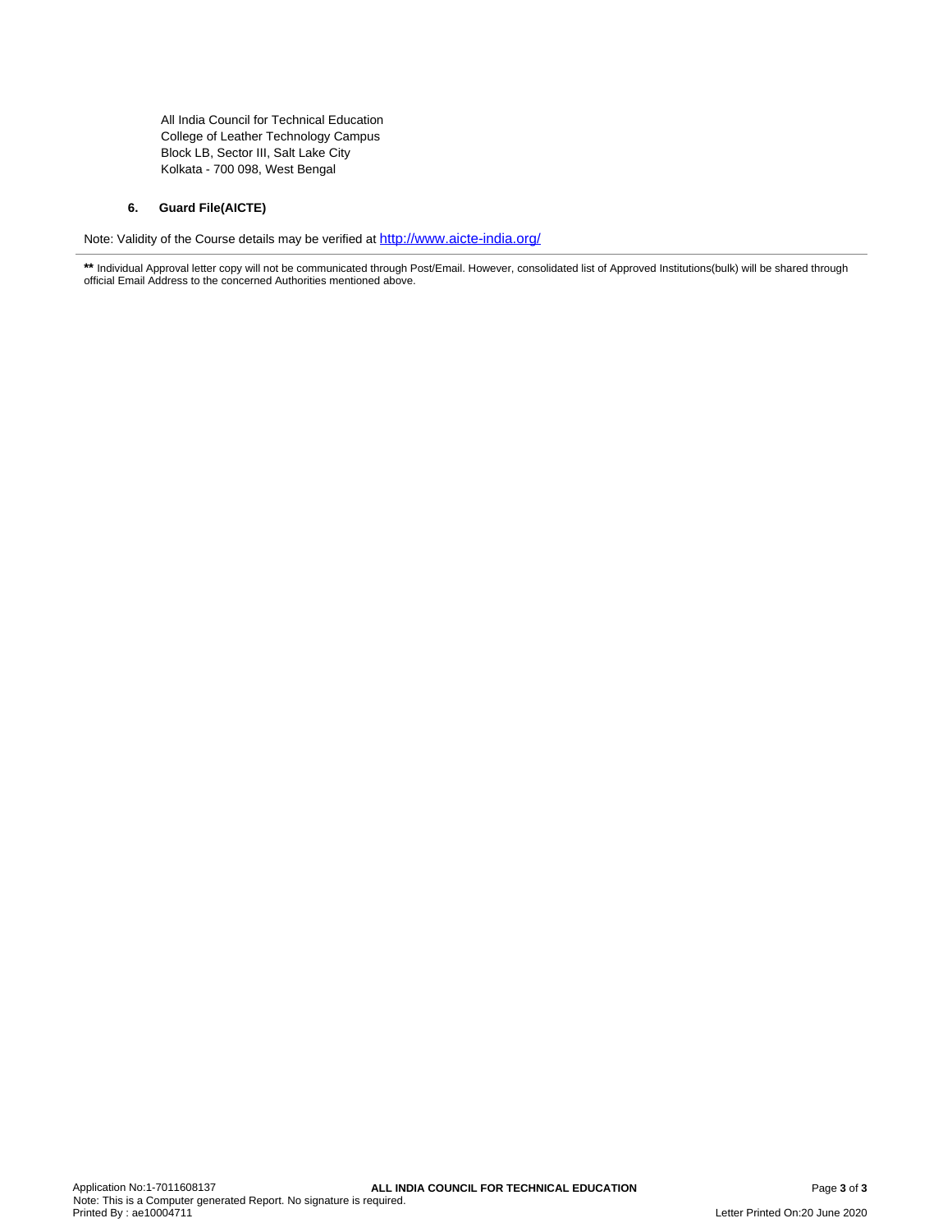All India Council for Technical Education
College of Leather Technology Campus
Block LB, Sector III, Salt Lake City
Kolkata - 700 098, West Bengal

**6. Guard File(AICTE)**

Note: Validity of the Course details may be verified at http://www.aicte-india.org/

---

**\*\*** Individual Approval letter copy will not be communicated through Post/Email. However, consolidated list of Approved Institutions(bulk) will be shared through official Email Address to the concerned Authorities mentioned above.

Application No:1-7011608137
Note: This is a Computer generated Report. No signature is required.
Printed By : ae10004711

Letter Printed On:20 June 2020